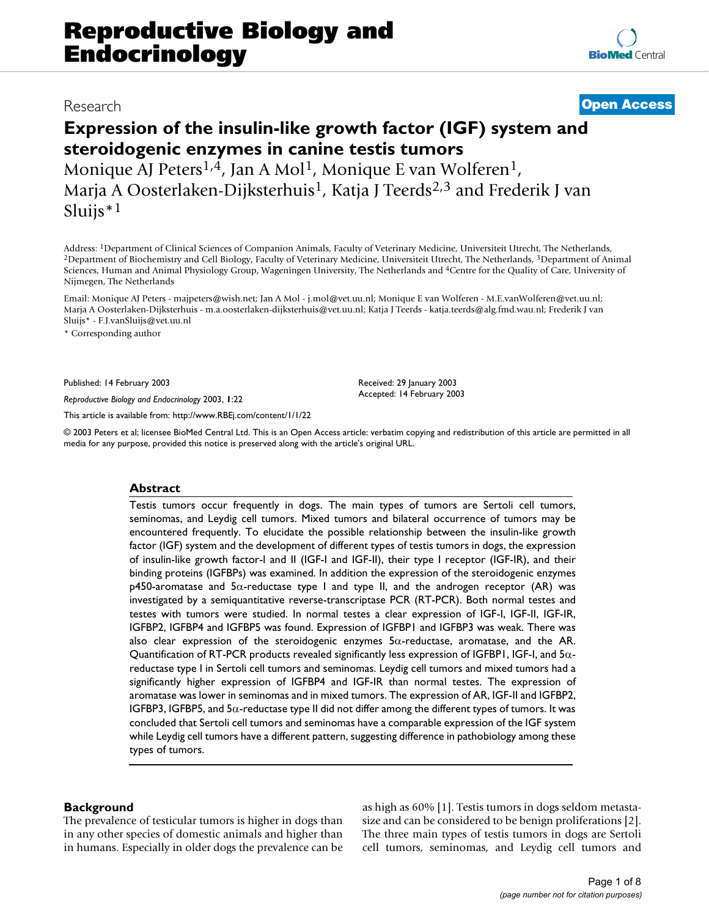# Expression of the insulin-like growth factor (IGF) system and steroidogenic enzymes in canine testis tumors

Monique AJ Peters[1,4], Jan A Mol[1], Monique E van Wolferen[1], Marja A Oosterlaken-Dijksterhuis[1], Katja J Teerds[2,3] and Frederik J van Sluijs*[1]

Address: [1]Department of Clinical Sciences of Companion Animals, Faculty of Veterinary Medicine, Universiteit Utrecht, The Netherlands, [2]Department of Biochemistry and Cell Biology, Faculty of Veterinary Medicine, Universiteit Utrecht, The Netherlands, [3]Department of Animal Sciences, Human and Animal Physiology Group, Wageningen University, The Netherlands and [4]Centre for the Quality of Care, University of Nijmegen, The Netherlands

Email: Monique AJ Peters - majpeters@wish.net; Jan A Mol - j.mol@vet.uu.nl; Monique E van Wolferen - M.E.vanWolferen@vet.uu.nl; Marja A Oosterlaken-Dijksterhuis - m.a.oosterlaken-dijksterhuis@vet.uu.nl; Katja J Teerds - katja.teerds@alg.fmd.wau.nl; Frederik J van Sluijs* - F.J.vanSluijs@vet.uu.nl

* Corresponding author

Published: 14 February 2003

*Reproductive Biology and Endocrinology* 2003, **1**:22

This article is available from: http://www.RBEj.com/content/1/1/22

Received: 29 January 2003
Accepted: 14 February 2003

© 2003 Peters et al; licensee BioMed Central Ltd. This is an Open Access article: verbatim copying and redistribution of this article are permitted in all media for any purpose, provided this notice is preserved along with the article's original URL.

## Abstract

Testis tumors occur frequently in dogs. The main types of tumors are Sertoli cell tumors, seminomas, and Leydig cell tumors. Mixed tumors and bilateral occurrence of tumors may be encountered frequently. To elucidate the possible relationship between the insulin-like growth factor (IGF) system and the development of different types of testis tumors in dogs, the expression of insulin-like growth factor-I and II (IGF-I and IGF-II), their type I receptor (IGF-IR), and their binding proteins (IGFBPs) was examined. In addition the expression of the steroidogenic enzymes p450-aromatase and 5α-reductase type I and type II, and the androgen receptor (AR) was investigated by a semiquantitative reverse-transcriptase PCR (RT-PCR). Both normal testes and testes with tumors were studied. In normal testes a clear expression of IGF-I, IGF-II, IGF-IR, IGFBP2, IGFBP4 and IGFBP5 was found. Expression of IGFBP1 and IGFBP3 was weak. There was also clear expression of the steroidogenic enzymes 5α-reductase, aromatase, and the AR. Quantification of RT-PCR products revealed significantly less expression of IGFBP1, IGF-I, and 5α-reductase type I in Sertoli cell tumors and seminomas. Leydig cell tumors and mixed tumors had a significantly higher expression of IGFBP4 and IGF-IR than normal testes. The expression of aromatase was lower in seminomas and in mixed tumors. The expression of AR, IGF-II and IGFBP2, IGFBP3, IGFBP5, and 5α-reductase type II did not differ among the different types of tumors. It was concluded that Sertoli cell tumors and seminomas have a comparable expression of the IGF system while Leydig cell tumors have a different pattern, suggesting difference in pathobiology among these types of tumors.

## Background

The prevalence of testicular tumors is higher in dogs than in any other species of domestic animals and higher than in humans. Especially in older dogs the prevalence can be as high as 60% [1]. Testis tumors in dogs seldom metastasize and can be considered to be benign proliferations [2]. The three main types of testis tumors in dogs are Sertoli cell tumors, seminomas, and Leydig cell tumors and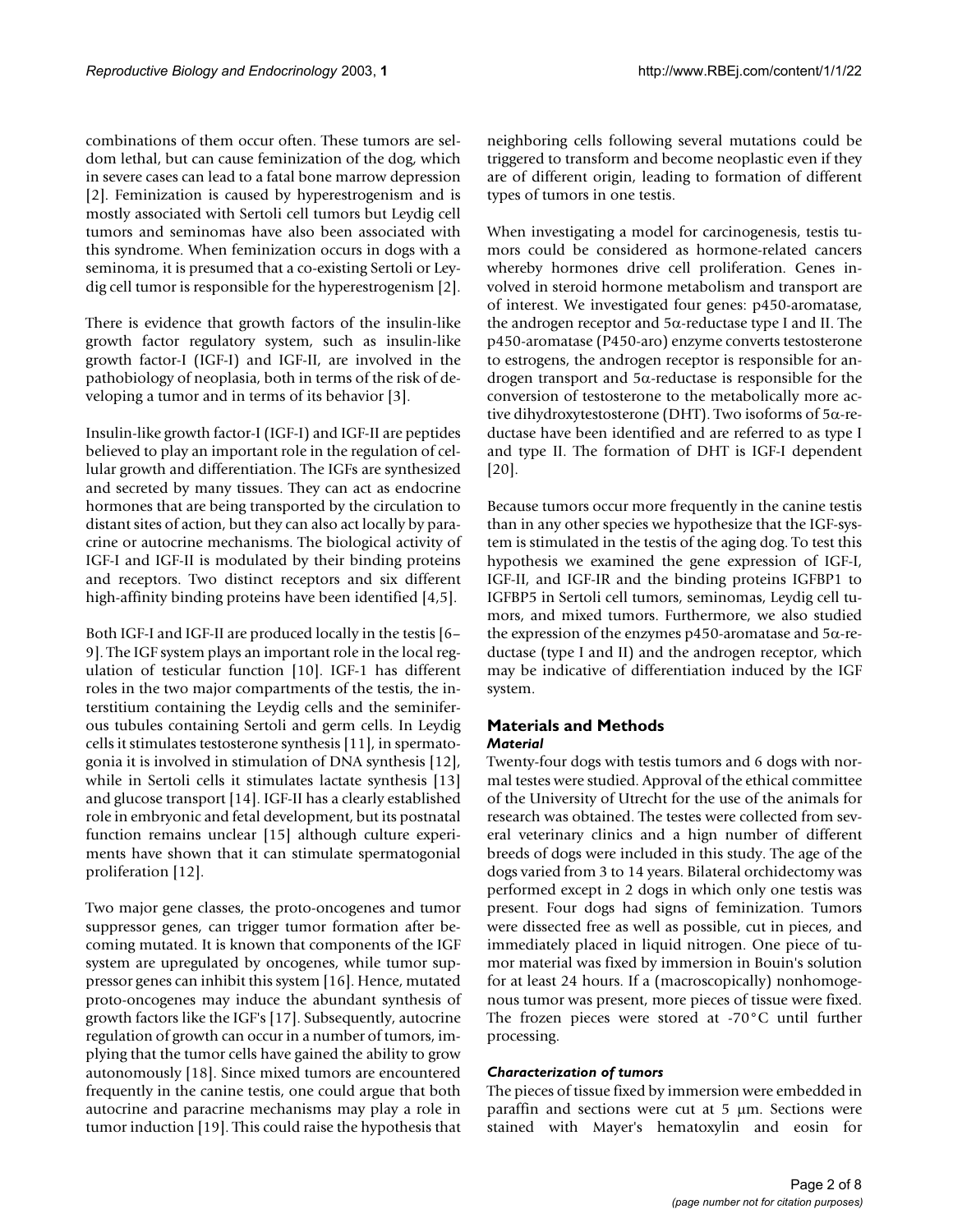combinations of them occur often. These tumors are seldom lethal, but can cause feminization of the dog, which in severe cases can lead to a fatal bone marrow depression [2]. Feminization is caused by hyperestrogenism and is mostly associated with Sertoli cell tumors but Leydig cell tumors and seminomas have also been associated with this syndrome. When feminization occurs in dogs with a seminoma, it is presumed that a co-existing Sertoli or Leydig cell tumor is responsible for the hyperestrogenism [2].

There is evidence that growth factors of the insulin-like growth factor regulatory system, such as insulin-like growth factor-I (IGF-I) and IGF-II, are involved in the pathobiology of neoplasia, both in terms of the risk of developing a tumor and in terms of its behavior [3].

Insulin-like growth factor-I (IGF-I) and IGF-II are peptides believed to play an important role in the regulation of cellular growth and differentiation. The IGFs are synthesized and secreted by many tissues. They can act as endocrine hormones that are being transported by the circulation to distant sites of action, but they can also act locally by paracrine or autocrine mechanisms. The biological activity of IGF-I and IGF-II is modulated by their binding proteins and receptors. Two distinct receptors and six different high-affinity binding proteins have been identified [4,5].

Both IGF-I and IGF-II are produced locally in the testis [6–9]. The IGF system plays an important role in the local regulation of testicular function [10]. IGF-1 has different roles in the two major compartments of the testis, the interstitium containing the Leydig cells and the seminiferous tubules containing Sertoli and germ cells. In Leydig cells it stimulates testosterone synthesis [11], in spermatogonia it is involved in stimulation of DNA synthesis [12], while in Sertoli cells it stimulates lactate synthesis [13] and glucose transport [14]. IGF-II has a clearly established role in embryonic and fetal development, but its postnatal function remains unclear [15] although culture experiments have shown that it can stimulate spermatogonial proliferation [12].

Two major gene classes, the proto-oncogenes and tumor suppressor genes, can trigger tumor formation after becoming mutated. It is known that components of the IGF system are upregulated by oncogenes, while tumor suppressor genes can inhibit this system [16]. Hence, mutated proto-oncogenes may induce the abundant synthesis of growth factors like the IGF's [17]. Subsequently, autocrine regulation of growth can occur in a number of tumors, implying that the tumor cells have gained the ability to grow autonomously [18]. Since mixed tumors are encountered frequently in the canine testis, one could argue that both autocrine and paracrine mechanisms may play a role in tumor induction [19]. This could raise the hypothesis that neighboring cells following several mutations could be triggered to transform and become neoplastic even if they are of different origin, leading to formation of different types of tumors in one testis.

When investigating a model for carcinogenesis, testis tumors could be considered as hormone-related cancers whereby hormones drive cell proliferation. Genes involved in steroid hormone metabolism and transport are of interest. We investigated four genes: p450-aromatase, the androgen receptor and 5α-reductase type I and II. The p450-aromatase (P450-aro) enzyme converts testosterone to estrogens, the androgen receptor is responsible for androgen transport and 5α-reductase is responsible for the conversion of testosterone to the metabolically more active dihydroxytestosterone (DHT). Two isoforms of 5α-reductase have been identified and are referred to as type I and type II. The formation of DHT is IGF-I dependent [20].

Because tumors occur more frequently in the canine testis than in any other species we hypothesize that the IGF-system is stimulated in the testis of the aging dog. To test this hypothesis we examined the gene expression of IGF-I, IGF-II, and IGF-IR and the binding proteins IGFBP1 to IGFBP5 in Sertoli cell tumors, seminomas, Leydig cell tumors, and mixed tumors. Furthermore, we also studied the expression of the enzymes p450-aromatase and 5α-reductase (type I and II) and the androgen receptor, which may be indicative of differentiation induced by the IGF system.

## Materials and Methods

### *Material*

Twenty-four dogs with testis tumors and 6 dogs with normal testes were studied. Approval of the ethical committee of the University of Utrecht for the use of the animals for research was obtained. The testes were collected from several veterinary clinics and a hign number of different breeds of dogs were included in this study. The age of the dogs varied from 3 to 14 years. Bilateral orchidectomy was performed except in 2 dogs in which only one testis was present. Four dogs had signs of feminization. Tumors were dissected free as well as possible, cut in pieces, and immediately placed in liquid nitrogen. One piece of tumor material was fixed by immersion in Bouin's solution for at least 24 hours. If a (macroscopically) nonhomogenous tumor was present, more pieces of tissue were fixed. The frozen pieces were stored at -70°C until further processing.

### *Characterization of tumors*

The pieces of tissue fixed by immersion were embedded in paraffin and sections were cut at 5 μm. Sections were stained with Mayer's hematoxylin and eosin for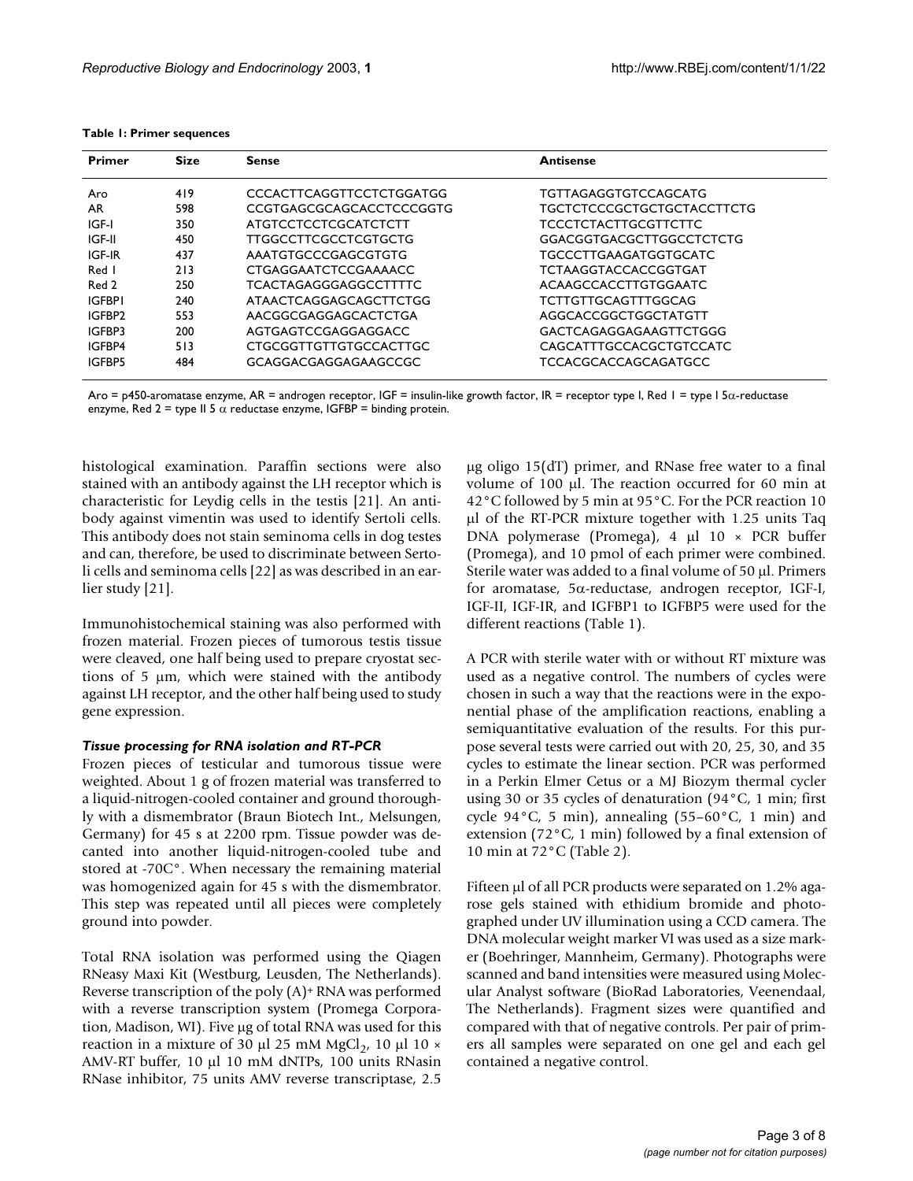**Table 1: Primer sequences**

| Primer | Size | Sense | Antisense |
| --- | --- | --- | --- |
| Aro | 419 | CCCACTTCAGGTTCCTCTGGATGG | TGTTAGAGGTGTCCAGCATG |
| AR | 598 | CCGTGAGCGCAGCACCTCCCGGTG | TGCTCTCCCGCTGCTGCTACCTTCTG |
| IGF-I | 350 | ATGTCCTCCTCGCATCTCTT | TCCCTCTACTTGCGTTCTTC |
| IGF-II | 450 | TTGGCCTTCGCCTCGTGCTG | GGACGGTGACGCTTGGCCTCTCTG |
| IGF-IR | 437 | AAATGTGCCCGAGCGTGTG | TGCCCTTGAAGATGGTGCATC |
| Red 1 | 213 | CTGAGGAATCTCCGAAAACC | TCTAAGGTACCACCGGTGAT |
| Red 2 | 250 | TCACTAGAGGGAGGCCTTTTC | ACAAGCCACCTTGTGGAATC |
| IGFBP1 | 240 | ATAACTCAGGAGCAGCTTCTGG | TCTTGTTGCAGTTTGGCAG |
| IGFBP2 | 553 | AACGGCGAGGAGCACTCTGA | AGGCACCGGCTGGCTATGTT |
| IGFBP3 | 200 | AGTGAGTCCGAGGAGGACC | GACTCAGAGGAGAAGTTCTGGG |
| IGFBP4 | 513 | CTGCGGTTGTTGTGCCACTTGC | CAGCATTTGCCACGCTGTCCATC |
| IGFBP5 | 484 | GCAGGACGAGGAGAAGCCGC | TCCACGCACCAGCAGATGCC |

Aro = p450-aromatase enzyme, AR = androgen receptor, IGF = insulin-like growth factor, IR = receptor type I, Red 1 = type I 5α-reductase enzyme, Red 2 = type II 5 α reductase enzyme, IGFBP = binding protein.

histological examination. Paraffin sections were also stained with an antibody against the LH receptor which is characteristic for Leydig cells in the testis [21]. An antibody against vimentin was used to identify Sertoli cells. This antibody does not stain seminoma cells in dog testes and can, therefore, be used to discriminate between Sertoli cells and seminoma cells [22] as was described in an earlier study [21].

Immunohistochemical staining was also performed with frozen material. Frozen pieces of tumorous testis tissue were cleaved, one half being used to prepare cryostat sections of 5 μm, which were stained with the antibody against LH receptor, and the other half being used to study gene expression.

### *Tissue processing for RNA isolation and RT-PCR*

Frozen pieces of testicular and tumorous tissue were weighted. About 1 g of frozen material was transferred to a liquid-nitrogen-cooled container and ground thoroughly with a dismembrator (Braun Biotech Int., Melsungen, Germany) for 45 s at 2200 rpm. Tissue powder was decanted into another liquid-nitrogen-cooled tube and stored at -70C°. When necessary the remaining material was homogenized again for 45 s with the dismembrator. This step was repeated until all pieces were completely ground into powder.

Total RNA isolation was performed using the Qiagen RNeasy Maxi Kit (Westburg, Leusden, The Netherlands). Reverse transcription of the poly $(A)^+$ RNA was performed with a reverse transcription system (Promega Corporation, Madison, WI). Five μg of total RNA was used for this reaction in a mixture of 30 μl 25 mM $MgCl_2$, 10 μl 10 × AMV-RT buffer, 10 μl 10 mM dNTPs, 100 units RNasin RNase inhibitor, 75 units AMV reverse transcriptase, 2.5 μg oligo 15(dT) primer, and RNase free water to a final volume of 100 μl. The reaction occurred for 60 min at 42°C followed by 5 min at 95°C. For the PCR reaction 10 μl of the RT-PCR mixture together with 1.25 units Taq DNA polymerase (Promega), 4 μl 10 × PCR buffer (Promega), and 10 pmol of each primer were combined. Sterile water was added to a final volume of 50 μl. Primers for aromatase, 5α-reductase, androgen receptor, IGF-I, IGF-II, IGF-IR, and IGFBP1 to IGFBP5 were used for the different reactions (Table 1).

A PCR with sterile water with or without RT mixture was used as a negative control. The numbers of cycles were chosen in such a way that the reactions were in the exponential phase of the amplification reactions, enabling a semiquantitative evaluation of the results. For this purpose several tests were carried out with 20, 25, 30, and 35 cycles to estimate the linear section. PCR was performed in a Perkin Elmer Cetus or a MJ Biozym thermal cycler using 30 or 35 cycles of denaturation (94°C, 1 min; first cycle 94°C, 5 min), annealing (55–60°C, 1 min) and extension (72°C, 1 min) followed by a final extension of 10 min at 72°C (Table 2).

Fifteen μl of all PCR products were separated on 1.2% agarose gels stained with ethidium bromide and photographed under UV illumination using a CCD camera. The DNA molecular weight marker VI was used as a size marker (Boehringer, Mannheim, Germany). Photographs were scanned and band intensities were measured using Molecular Analyst software (BioRad Laboratories, Veenendaal, The Netherlands). Fragment sizes were quantified and compared with that of negative controls. Per pair of primers all samples were separated on one gel and each gel contained a negative control.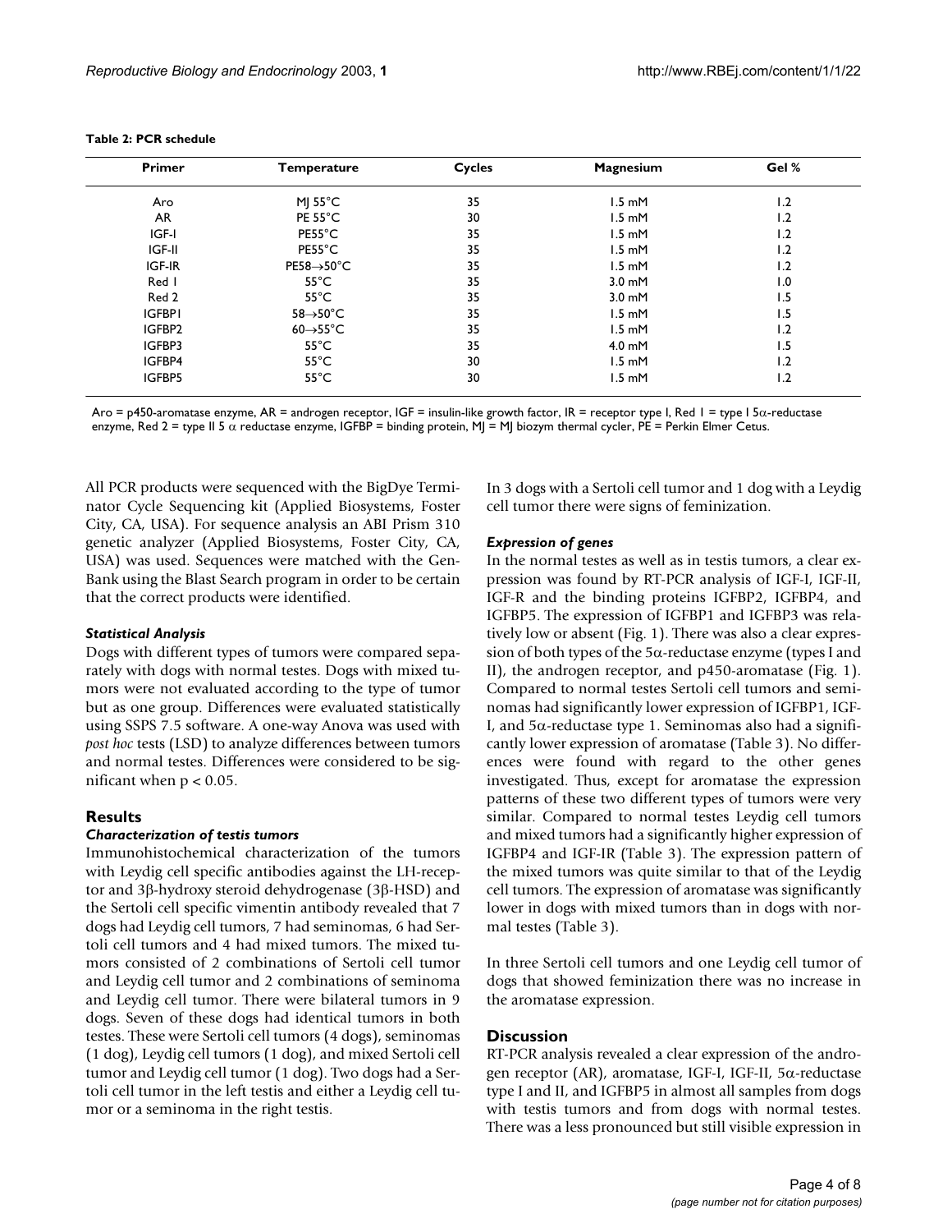**Table 2: PCR schedule**

| Primer | Temperature | Cycles | Magnesium | Gel % |
|---|---|---|---|---|
| Aro | MJ 55°C | 35 | 1.5 mM | 1.2 |
| AR | PE 55°C | 30 | 1.5 mM | 1.2 |
| IGF-I | PE55°C | 35 | 1.5 mM | 1.2 |
| IGF-II | PE55°C | 35 | 1.5 mM | 1.2 |
| IGF-IR | PE58→50°C | 35 | 1.5 mM | 1.2 |
| Red 1 | 55°C | 35 | 3.0 mM | 1.0 |
| Red 2 | 55°C | 35 | 3.0 mM | 1.5 |
| IGFBP1 | 58→50°C | 35 | 1.5 mM | 1.5 |
| IGFBP2 | 60→55°C | 35 | 1.5 mM | 1.2 |
| IGFBP3 | 55°C | 35 | 4.0 mM | 1.5 |
| IGFBP4 | 55°C | 30 | 1.5 mM | 1.2 |
| IGFBP5 | 55°C | 30 | 1.5 mM | 1.2 |

Aro = p450-aromatase enzyme, AR = androgen receptor, IGF = insulin-like growth factor, IR = receptor type I, Red 1 = type I 5α-reductase enzyme, Red 2 = type II 5 α reductase enzyme, IGFBP = binding protein, MJ = MJ biozym thermal cycler, PE = Perkin Elmer Cetus.

All PCR products were sequenced with the BigDye Terminator Cycle Sequencing kit (Applied Biosystems, Foster City, CA, USA). For sequence analysis an ABI Prism 310 genetic analyzer (Applied Biosystems, Foster City, CA, USA) was used. Sequences were matched with the GenBank using the Blast Search program in order to be certain that the correct products were identified.

### *Statistical Analysis*

Dogs with different types of tumors were compared separately with dogs with normal testes. Dogs with mixed tumors were not evaluated according to the type of tumor but as one group. Differences were evaluated statistically using SSPS 7.5 software. A one-way Anova was used with *post hoc* tests (LSD) to analyze differences between tumors and normal testes. Differences were considered to be significant when $p < 0.05$.

## Results

### *Characterization of testis tumors*

Immunohistochemical characterization of the tumors with Leydig cell specific antibodies against the LH-receptor and 3β-hydroxy steroid dehydrogenase (3β-HSD) and the Sertoli cell specific vimentin antibody revealed that 7 dogs had Leydig cell tumors, 7 had seminomas, 6 had Sertoli cell tumors and 4 had mixed tumors. The mixed tumors consisted of 2 combinations of Sertoli cell tumor and Leydig cell tumor and 2 combinations of seminoma and Leydig cell tumor. There were bilateral tumors in 9 dogs. Seven of these dogs had identical tumors in both testes. These were Sertoli cell tumors (4 dogs), seminomas (1 dog), Leydig cell tumors (1 dog), and mixed Sertoli cell tumor and Leydig cell tumor (1 dog). Two dogs had a Sertoli cell tumor in the left testis and either a Leydig cell tumor or a seminoma in the right testis.

In 3 dogs with a Sertoli cell tumor and 1 dog with a Leydig cell tumor there were signs of feminization.

### *Expression of genes*

In the normal testes as well as in testis tumors, a clear expression was found by RT-PCR analysis of IGF-I, IGF-II, IGF-R and the binding proteins IGFBP2, IGFBP4, and IGFBP5. The expression of IGFBP1 and IGFBP3 was relatively low or absent (Fig. 1). There was also a clear expression of both types of the 5α-reductase enzyme (types I and II), the androgen receptor, and p450-aromatase (Fig. 1). Compared to normal testes Sertoli cell tumors and seminomas had significantly lower expression of IGFBP1, IGF-I, and 5α-reductase type 1. Seminomas also had a significantly lower expression of aromatase (Table 3). No differences were found with regard to the other genes investigated. Thus, except for aromatase the expression patterns of these two different types of tumors were very similar. Compared to normal testes Leydig cell tumors and mixed tumors had a significantly higher expression of IGFBP4 and IGF-IR (Table 3). The expression pattern of the mixed tumors was quite similar to that of the Leydig cell tumors. The expression of aromatase was significantly lower in dogs with mixed tumors than in dogs with normal testes (Table 3).

In three Sertoli cell tumors and one Leydig cell tumor of dogs that showed feminization there was no increase in the aromatase expression.

## Discussion

RT-PCR analysis revealed a clear expression of the androgen receptor (AR), aromatase, IGF-I, IGF-II, 5α-reductase type I and II, and IGFBP5 in almost all samples from dogs with testis tumors and from dogs with normal testes. There was a less pronounced but still visible expression in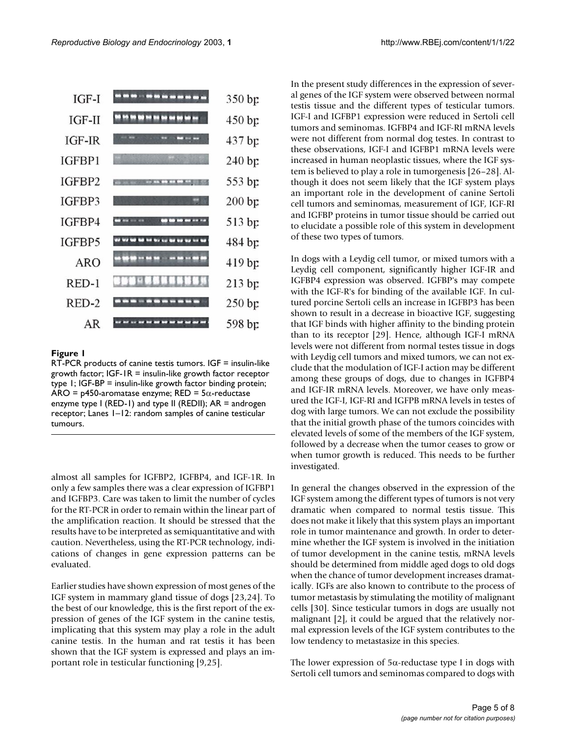**Figure 1**

RT-PCR products of canine testis tumors. IGF = insulin-like growth factor; IGF-1R = insulin-like growth factor receptor type 1; IGF-BP = insulin-like growth factor binding protein; ARO = p450-aromatase enzyme; RED = 5α-reductase enzyme type I (RED-1) and type II (REDII); AR = androgen receptor; Lanes 1–12: random samples of canine testicular tumours.

almost all samples for IGFBP2, IGFBP4, and IGF-1R. In only a few samples there was a clear expression of IGFBP1 and IGFBP3. Care was taken to limit the number of cycles for the RT-PCR in order to remain within the linear part of the amplification reaction. It should be stressed that the results have to be interpreted as semiquantitative and with caution. Nevertheless, using the RT-PCR technology, indications of changes in gene expression patterns can be evaluated.

Earlier studies have shown expression of most genes of the IGF system in mammary gland tissue of dogs [23,24]. To the best of our knowledge, this is the first report of the expression of genes of the IGF system in the canine testis, implicating that this system may play a role in the adult canine testis. In the human and rat testis it has been shown that the IGF system is expressed and plays an important role in testicular functioning [9,25].

In the present study differences in the expression of several genes of the IGF system were observed between normal testis tissue and the different types of testicular tumors. IGF-I and IGFBP1 expression were reduced in Sertoli cell tumors and seminomas. IGFBP4 and IGF-RI mRNA levels were not different from normal dog testes. In contrast to these observations, IGF-I and IGFBP1 mRNA levels were increased in human neoplastic tissues, where the IGF system is believed to play a role in tumorgenesis [26–28]. Although it does not seem likely that the IGF system plays an important role in the development of canine Sertoli cell tumors and seminomas, measurement of IGF, IGF-RI and IGFBP proteins in tumor tissue should be carried out to elucidate a possible role of this system in development of these two types of tumors.

In dogs with a Leydig cell tumor, or mixed tumors with a Leydig cell component, significantly higher IGF-IR and IGFBP4 expression was observed. IGFBP's may compete with the IGF-R's for binding of the available IGF. In cultured porcine Sertoli cells an increase in IGFBP3 has been shown to result in a decrease in bioactive IGF, suggesting that IGF binds with higher affinity to the binding protein than to its receptor [29]. Hence, although IGF-I mRNA levels were not different from normal testes tissue in dogs with Leydig cell tumors and mixed tumors, we can not exclude that the modulation of IGF-I action may be different among these groups of dogs, due to changes in IGFBP4 and IGF-IR mRNA levels. Moreover, we have only measured the IGF-I, IGF-RI and IGFPB mRNA levels in testes of dog with large tumors. We can not exclude the possibility that the initial growth phase of the tumors coincides with elevated levels of some of the members of the IGF system, followed by a decrease when the tumor ceases to grow or when tumor growth is reduced. This needs to be further investigated.

In general the changes observed in the expression of the IGF system among the different types of tumors is not very dramatic when compared to normal testis tissue. This does not make it likely that this system plays an important role in tumor maintenance and growth. In order to determine whether the IGF system is involved in the initiation of tumor development in the canine testis, mRNA levels should be determined from middle aged dogs to old dogs when the chance of tumor development increases dramatically. IGFs are also known to contribute to the process of tumor metastasis by stimulating the motility of malignant cells [30]. Since testicular tumors in dogs are usually not malignant [2], it could be argued that the relatively normal expression levels of the IGF system contributes to the low tendency to metastasize in this species.

The lower expression of 5α-reductase type I in dogs with Sertoli cell tumors and seminomas compared to dogs with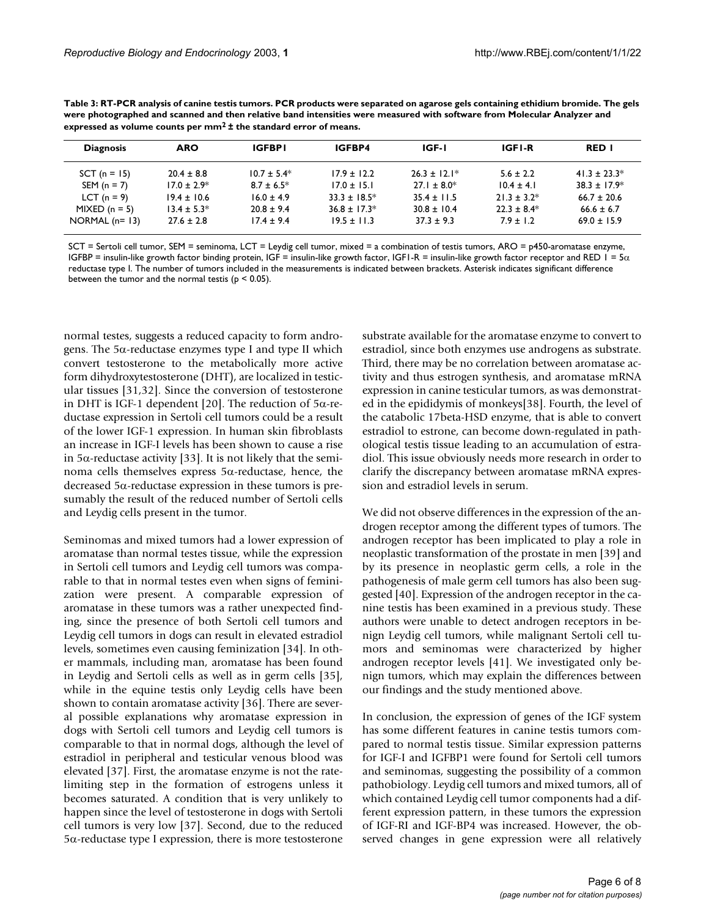**Table 3: RT-PCR analysis of canine testis tumors. PCR products were separated on agarose gels containing ethidium bromide. The gels were photographed and scanned and then relative band intensities were measured with software from Molecular Analyzer and expressed as volume counts per mm$^2$ ± the standard error of means.**

| Diagnosis | ARO | IGFBP1 | IGFBP4 | IGF-1 | IGF1-R | RED 1 |
|---|---|---|---|---|---|---|
| SCT (n = 15) | 20.4 ± 8.8 | 10.7 ± 5.4* | 17.9 ± 12.2 | 26.3 ± 12.1* | 5.6 ± 2.2 | 41.3 ± 23.3* |
| SEM (n = 7) | 17.0 ± 2.9* | 8.7 ± 6.5* | 17.0 ± 15.1 | 27.1 ± 8.0* | 10.4 ± 4.1 | 38.3 ± 17.9* |
| LCT (n = 9) | 19.4 ± 10.6 | 16.0 ± 4.9 | 33.3 ± 18.5* | 35.4 ± 11.5 | 21.3 ± 3.2* | 66.7 ± 20.6 |
| MIXED (n = 5) | 13.4 ± 5.3* | 20.8 ± 9.4 | 36.8 ± 17.3* | 30.8 ± 10.4 | 22.3 ± 8.4* | 66.6 ± 6.7 |
| NORMAL (n= 13) | 27.6 ± 2.8 | 17.4 ± 9.4 | 19.5 ± 11.3 | 37.3 ± 9.3 | 7.9 ± 1.2 | 69.0 ± 15.9 |

SCT = Sertoli cell tumor, SEM = seminoma, LCT = Leydig cell tumor, mixed = a combination of testis tumors, ARO = p450-aromatase enzyme, IGFBP = insulin-like growth factor binding protein, IGF = insulin-like growth factor, IGF1-R = insulin-like growth factor receptor and RED 1 = 5α reductase type I. The number of tumors included in the measurements is indicated between brackets. Asterisk indicates significant difference between the tumor and the normal testis ($p < 0.05$).

normal testes, suggests a reduced capacity to form androgens. The 5α-reductase enzymes type I and type II which convert testosterone to the metabolically more active form dihydroxytestosterone (DHT), are localized in testicular tissues [31,32]. Since the conversion of testosterone in DHT is IGF-1 dependent [20]. The reduction of 5α-reductase expression in Sertoli cell tumors could be a result of the lower IGF-1 expression. In human skin fibroblasts an increase in IGF-I levels has been shown to cause a rise in 5α-reductase activity [33]. It is not likely that the seminoma cells themselves express 5α-reductase, hence, the decreased 5α-reductase expression in these tumors is presumably the result of the reduced number of Sertoli cells and Leydig cells present in the tumor.

Seminomas and mixed tumors had a lower expression of aromatase than normal testes tissue, while the expression in Sertoli cell tumors and Leydig cell tumors was comparable to that in normal testes even when signs of feminization were present. A comparable expression of aromatase in these tumors was a rather unexpected finding, since the presence of both Sertoli cell tumors and Leydig cell tumors in dogs can result in elevated estradiol levels, sometimes even causing feminization [34]. In other mammals, including man, aromatase has been found in Leydig and Sertoli cells as well as in germ cells [35], while in the equine testis only Leydig cells have been shown to contain aromatase activity [36]. There are several possible explanations why aromatase expression in dogs with Sertoli cell tumors and Leydig cell tumors is comparable to that in normal dogs, although the level of estradiol in peripheral and testicular venous blood was elevated [37]. First, the aromatase enzyme is not the rate-limiting step in the formation of estrogens unless it becomes saturated. A condition that is very unlikely to happen since the level of testosterone in dogs with Sertoli cell tumors is very low [37]. Second, due to the reduced 5α-reductase type I expression, there is more testosterone substrate available for the aromatase enzyme to convert to estradiol, since both enzymes use androgens as substrate. Third, there may be no correlation between aromatase activity and thus estrogen synthesis, and aromatase mRNA expression in canine testicular tumors, as was demonstrated in the epididymis of monkeys[38]. Fourth, the level of the catabolic 17beta-HSD enzyme, that is able to convert estradiol to estrone, can become down-regulated in pathological testis tissue leading to an accumulation of estradiol. This issue obviously needs more research in order to clarify the discrepancy between aromatase mRNA expression and estradiol levels in serum.

We did not observe differences in the expression of the androgen receptor among the different types of tumors. The androgen receptor has been implicated to play a role in neoplastic transformation of the prostate in men [39] and by its presence in neoplastic germ cells, a role in the pathogenesis of male germ cell tumors has also been suggested [40]. Expression of the androgen receptor in the canine testis has been examined in a previous study. These authors were unable to detect androgen receptors in benign Leydig cell tumors, while malignant Sertoli cell tumors and seminomas were characterized by higher androgen receptor levels [41]. We investigated only benign tumors, which may explain the differences between our findings and the study mentioned above.

In conclusion, the expression of genes of the IGF system has some different features in canine testis tumors compared to normal testis tissue. Similar expression patterns for IGF-I and IGFBP1 were found for Sertoli cell tumors and seminomas, suggesting the possibility of a common pathobiology. Leydig cell tumors and mixed tumors, all of which contained Leydig cell tumor components had a different expression pattern, in these tumors the expression of IGF-RI and IGF-BP4 was increased. However, the observed changes in gene expression were all relatively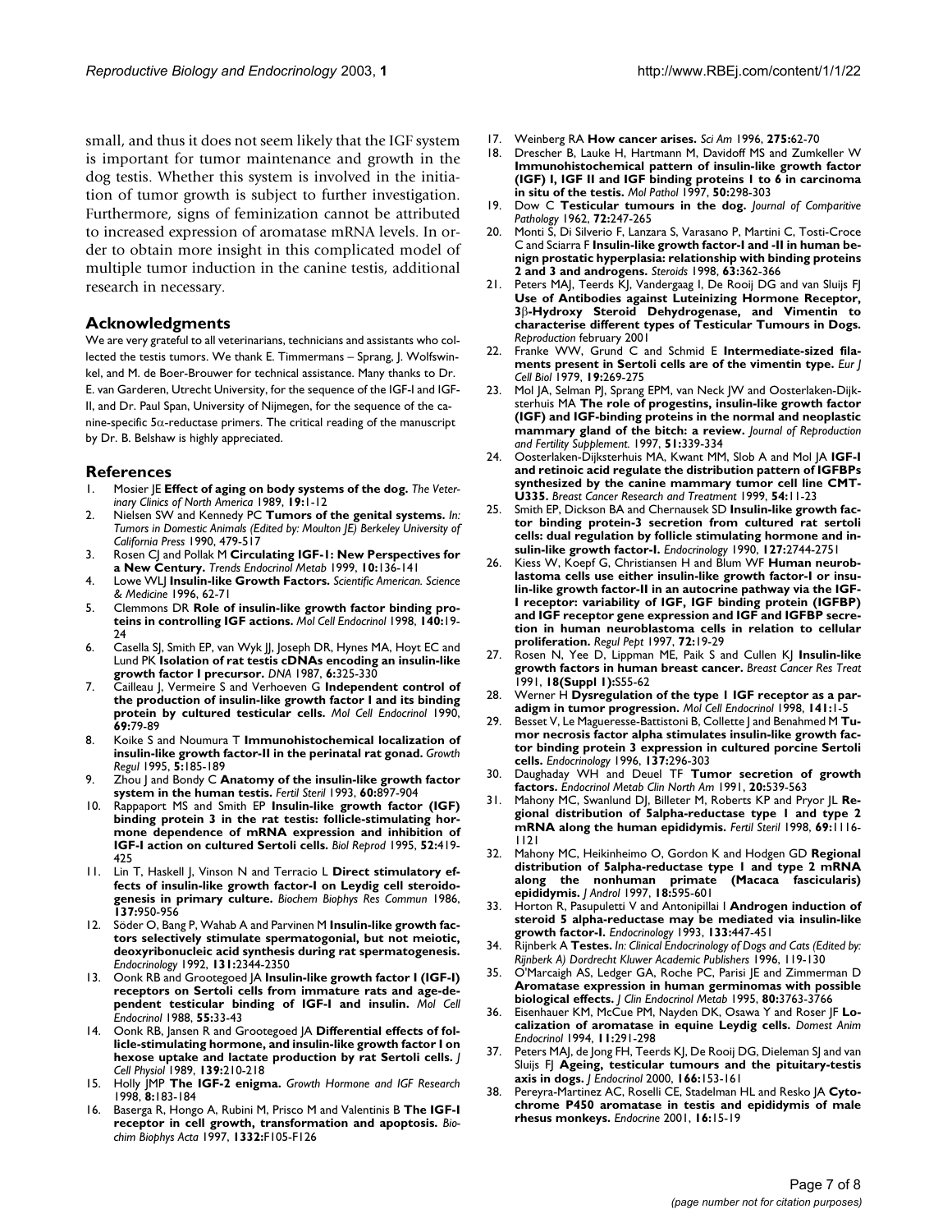small, and thus it does not seem likely that the IGF system is important for tumor maintenance and growth in the dog testis. Whether this system is involved in the initiation of tumor growth is subject to further investigation. Furthermore, signs of feminization cannot be attributed to increased expression of aromatase mRNA levels. In order to obtain more insight in this complicated model of multiple tumor induction in the canine testis, additional research in necessary.

## Acknowledgments

We are very grateful to all veterinarians, technicians and assistants who collected the testis tumors. We thank E. Timmermans – Sprang, J. Wolfswinkel, and M. de Boer-Brouwer for technical assistance. Many thanks to Dr. E. van Garderen, Utrecht University, for the sequence of the IGF-I and IGF-II, and Dr. Paul Span, University of Nijmegen, for the sequence of the canine-specific 5α-reductase primers. The critical reading of the manuscript by Dr. B. Belshaw is highly appreciated.

## References

1. Mosier JE **Effect of aging on body systems of the dog.** *The Veterinary Clinics of North America* 1989, **19:**1-12
2. Nielsen SW and Kennedy PC **Tumors of the genital systems.** *In: Tumors in Domestic Animals (Edited by: Moulton JE) Berkeley University of California Press* 1990, 479-517
3. Rosen CJ and Pollak M **Circulating IGF-1: New Perspectives for a New Century.** *Trends Endocrinol Metab* 1999, **10:**136-141
4. Lowe WLJ **Insulin-like Growth Factors.** *Scientific American. Science & Medicine* 1996, 62-71
5. Clemmons DR **Role of insulin-like growth factor binding proteins in controlling IGF actions.** *Mol Cell Endocrinol* 1998, **140:**19-24
6. Casella SJ, Smith EP, van Wyk JJ, Joseph DR, Hynes MA, Hoyt EC and Lund PK **Isolation of rat testis cDNAs encoding an insulin-like growth factor I precursor.** *DNA* 1987, **6:**325-330
7. Cailleau J, Vermeire S and Verhoeven G **Independent control of the production of insulin-like growth factor I and its binding protein by cultured testicular cells.** *Mol Cell Endocrinol* 1990, **69:**79-89
8. Koike S and Noumura T **Immunohistochemical localization of insulin-like growth factor-II in the perinatal rat gonad.** *Growth Regul* 1995, **5:**185-189
9. Zhou J and Bondy C **Anatomy of the insulin-like growth factor system in the human testis.** *Fertil Steril* 1993, **60:**897-904
10. Rappaport MS and Smith EP **Insulin-like growth factor (IGF) binding protein 3 in the rat testis: follicle-stimulating hormone dependence of mRNA expression and inhibition of IGF-I action on cultured Sertoli cells.** *Biol Reprod* 1995, **52:**419-425
11. Lin T, Haskell J, Vinson N and Terracio L **Direct stimulatory effects of insulin-like growth factor-I on Leydig cell steroidogenesis in primary culture.** *Biochem Biophys Res Commun* 1986, **137:**950-956
12. Söder O, Bang P, Wahab A and Parvinen M **Insulin-like growth factors selectively stimulate spermatogonial, but not meiotic, deoxyribonucleic acid synthesis during rat spermatogenesis.** *Endocrinology* 1992, **131:**2344-2350
13. Oonk RB and Grootegoed JA **Insulin-like growth factor I (IGF-I) receptors on Sertoli cells from immature rats and age-dependent testicular binding of IGF-I and insulin.** *Mol Cell Endocrinol* 1988, **55:**33-43
14. Oonk RB, Jansen R and Grootegoed JA **Differential effects of follicle-stimulating hormone, and insulin-like growth factor I on hexose uptake and lactate production by rat Sertoli cells.** *J Cell Physiol* 1989, **139:**210-218
15. Holly JMP **The IGF-2 enigma.** *Growth Hormone and IGF Research* 1998, **8:**183-184
16. Baserga R, Hongo A, Rubini M, Prisco M and Valentinis B **The IGF-I receptor in cell growth, transformation and apoptosis.** *Biochim Biophys Acta* 1997, **1332:**F105-F126
17. Weinberg RA **How cancer arises.** *Sci Am* 1996, **275:**62-70
18. Drescher B, Lauke H, Hartmann M, Davidoff MS and Zumkeller W **Immunohistochemical pattern of insulin-like growth factor (IGF) I, IGF II and IGF binding proteins 1 to 6 in carcinoma in situ of the testis.** *Mol Pathol* 1997, **50:**298-303
19. Dow C **Testicular tumours in the dog.** *Journal of Comparitive Pathology* 1962, **72:**247-265
20. Monti S, Di Silverio F, Lanzara S, Varasano P, Martini C, Tosti-Croce C and Sciarra F **Insulin-like growth factor-I and -II in human benign prostatic hyperplasia: relationship with binding proteins 2 and 3 and androgens.** *Steroids* 1998, **63:**362-366
21. Peters MAJ, Teerds KJ, Vandergaag I, De Rooij DG and van Sluijs FJ **Use of Antibodies against Luteinizing Hormone Receptor, 3β-Hydroxy Steroid Dehydrogenase, and Vimentin to characterise different types of Testicular Tumours in Dogs.** *Reproduction* february 2001
22. Franke WW, Grund C and Schmid E **Intermediate-sized filaments present in Sertoli cells are of the vimentin type.** *Eur J Cell Biol* 1979, **19:**269-275
23. Mol JA, Selman PJ, Sprang EPM, van Neck JW and Oosterlaken-Dijksterhuis MA **The role of progestins, insulin-like growth factor (IGF) and IGF-binding proteins in the normal and neoplastic mammary gland of the bitch: a review.** *Journal of Reproduction and Fertility Supplement.* 1997, **51:**339-334
24. Oosterlaken-Dijksterhuis MA, Kwant MM, Slob A and Mol JA **IGF-I and retinoic acid regulate the distribution pattern of IGFBPs synthesized by the canine mammary tumor cell line CMT-U335.** *Breast Cancer Research and Treatment* 1999, **54:**11-23
25. Smith EP, Dickson BA and Chernausek SD **Insulin-like growth factor binding protein-3 secretion from cultured rat sertoli cells: dual regulation by follicle stimulating hormone and insulin-like growth factor-I.** *Endocrinology* 1990, **127:**2744-2751
26. Kiess W, Koepf G, Christiansen H and Blum WF **Human neuroblastoma cells use either insulin-like growth factor-I or insulin-like growth factor-II in an autocrine pathway via the IGF-I receptor: variability of IGF, IGF binding protein (IGFBP) and IGF receptor gene expression and IGF and IGFBP secretion in human neuroblastoma cells in relation to cellular proliferation.** *Regul Pept* 1997, **72:**19-29
27. Rosen N, Yee D, Lippman ME, Paik S and Cullen KJ **Insulin-like growth factors in human breast cancer.** *Breast Cancer Res Treat* 1991, **18(Suppl 1):**S55-62
28. Werner H **Dysregulation of the type 1 IGF receptor as a paradigm in tumor progression.** *Mol Cell Endocrinol* 1998, **141:**1-5
29. Besset V, Le Magueresse-Battistoni B, Collette J and Benahmed M **Tumor necrosis factor alpha stimulates insulin-like growth factor binding protein 3 expression in cultured porcine Sertoli cells.** *Endocrinology* 1996, **137:**296-303
30. Daughaday WH and Deuel TF **Tumor secretion of growth factors.** *Endocrinol Metab Clin North Am* 1991, **20:**539-563
31. Mahony MC, Swanlund DJ, Billeter M, Roberts KP and Pryor JL **Regional distribution of 5alpha-reductase type 1 and type 2 mRNA along the human epididymis.** *Fertil Steril* 1998, **69:**1116-1121
32. Mahony MC, Heikinheimo O, Gordon K and Hodgen GD **Regional distribution of 5alpha-reductase type 1 and type 2 mRNA along the nonhuman primate (Macaca fascicularis) epididymis.** *J Androl* 1997, **18:**595-601
33. Horton R, Pasupuletti V and Antonipillai I **Androgen induction of steroid 5 alpha-reductase may be mediated via insulin-like growth factor-I.** *Endocrinology* 1993, **133:**447-451
34. Rijnberk A **Testes.** *In: Clinical Endocrinology of Dogs and Cats (Edited by: Rijnberk A) Dordrecht Kluwer Academic Publishers* 1996, 119-130
35. O'Marcaigh AS, Ledger GA, Roche PC, Parisi JE and Zimmerman D **Aromatase expression in human germinomas with possible biological effects.** *J Clin Endocrinol Metab* 1995, **80:**3763-3766
36. Eisenhauer KM, McCue PM, Nayden DK, Osawa Y and Roser JF **Localization of aromatase in equine Leydig cells.** *Domest Anim Endocrinol* 1994, **11:**291-298
37. Peters MAJ, de Jong FH, Teerds KJ, De Rooij DG, Dieleman SJ and van Sluijs FJ **Ageing, testicular tumours and the pituitary-testis axis in dogs.** *J Endocrinol* 2000, **166:**153-161
38. Pereyra-Martinez AC, Roselli CE, Stadelman HL and Resko JA **Cytochrome P450 aromatase in testis and epididymis of male rhesus monkeys.** *Endocrine* 2001, **16:**15-19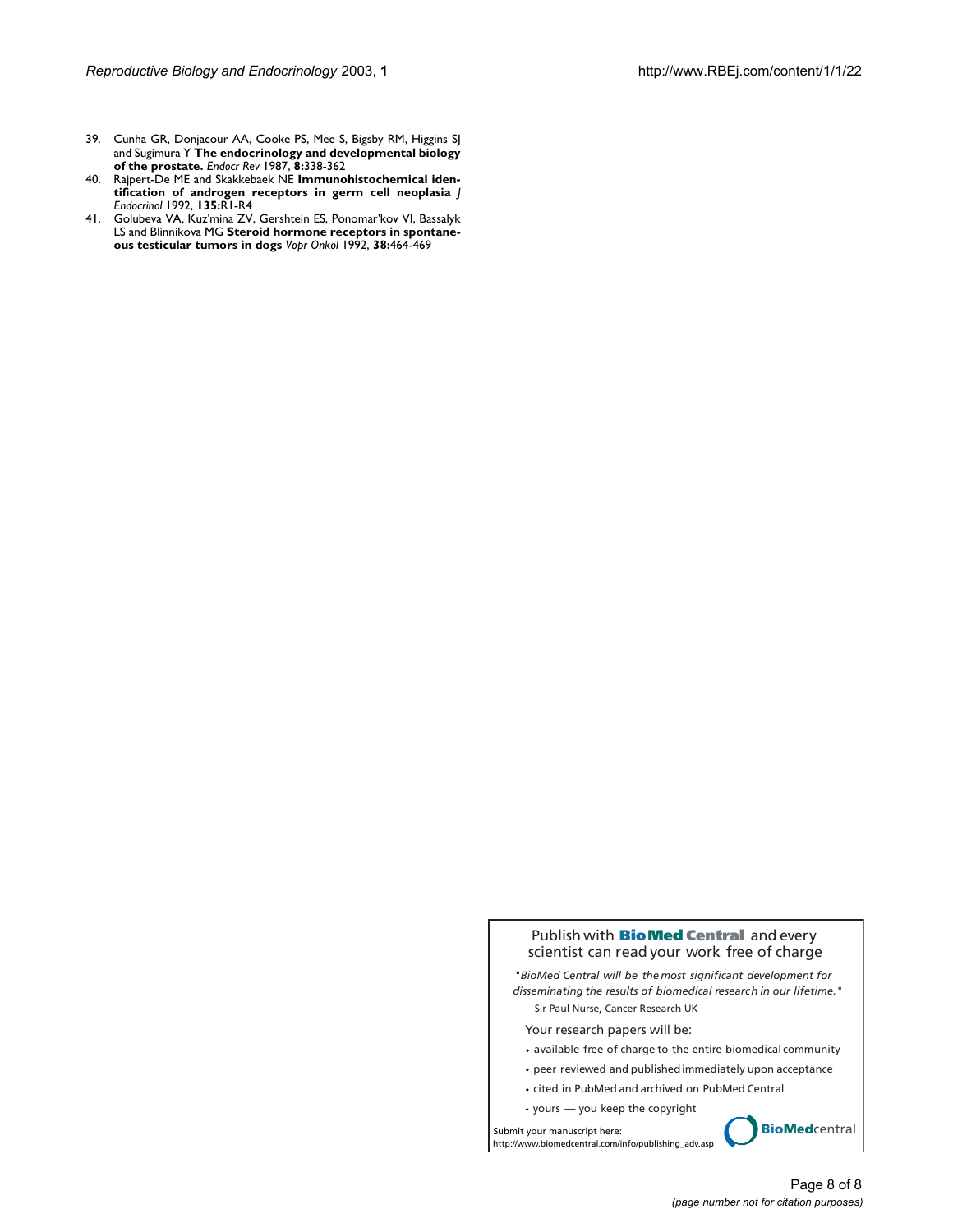39. Cunha GR, Donjacour AA, Cooke PS, Mee S, Bigsby RM, Higgins SJ and Sugimura Y **The endocrinology and developmental biology of the prostate.** *Endocr Rev* 1987, **8:**338-362
40. Rajpert-De ME and Skakkebaek NE **Immunohistochemical identification of androgen receptors in germ cell neoplasia** *J Endocrinol* 1992, **135:**R1-R4
41. Golubeva VA, Kuz'mina ZV, Gershtein ES, Ponomar'kov VI, Bassalyk LS and Blinnikova MG **Steroid hormone receptors in spontaneous testicular tumors in dogs** *Vopr Onkol* 1992, **38:**464-469

Publish with **BioMed Central** and every scientist can read your work free of charge

*"BioMed Central will be the most significant development for disseminating the results of biomedical research in our lifetime."*

Sir Paul Nurse, Cancer Research UK

Your research papers will be:

- available free of charge to the entire biomedical community
- peer reviewed and published immediately upon acceptance
- cited in PubMed and archived on PubMed Central
- yours — you keep the copyright

Submit your manuscript here:
http://www.biomedcentral.com/info/publishing_adv.asp

**BioMed**central